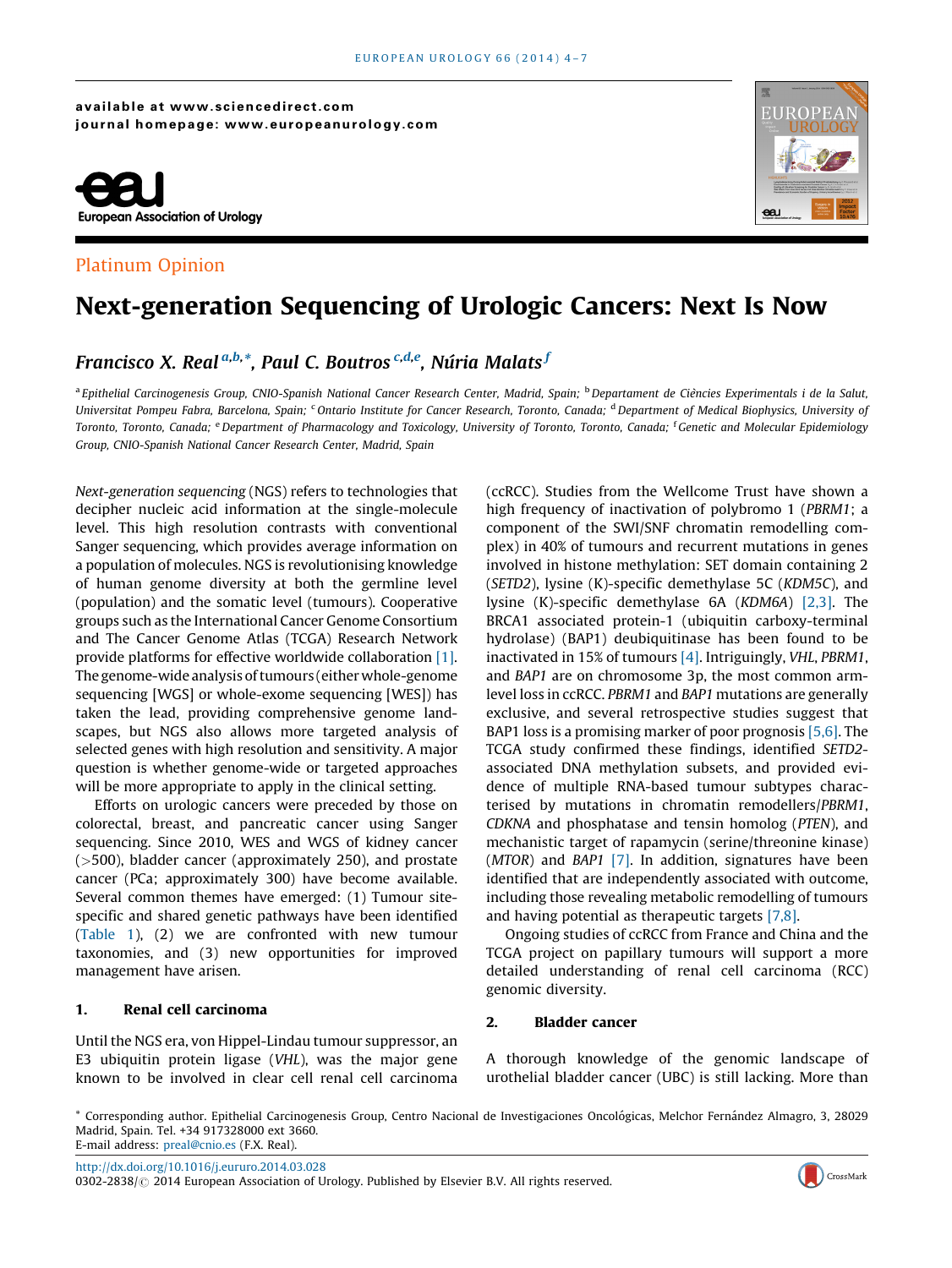Platinum Opinion

# Next-generation Sequencing of Urologic Cancers: Next Is Now

*Francisco X. Real* [a,b,*], *Paul C. Boutros* [c,d,e], *Núria Malats* [f]

[a] Epithelial Carcinogenesis Group, CNIO-Spanish National Cancer Research Center, Madrid, Spain; [b] Departament de Ciències Experimentals i de la Salut, Universitat Pompeu Fabra, Barcelona, Spain; [c] Ontario Institute for Cancer Research, Toronto, Canada; [d] Department of Medical Biophysics, University of Toronto, Toronto, Canada; [e] Department of Pharmacology and Toxicology, University of Toronto, Toronto, Canada; [f] Genetic and Molecular Epidemiology Group, CNIO-Spanish National Cancer Research Center, Madrid, Spain

*Next-generation sequencing* (NGS) refers to technologies that decipher nucleic acid information at the single-molecule level. This high resolution contrasts with conventional Sanger sequencing, which provides average information on a population of molecules. NGS is revolutionising knowledge of human genome diversity at both the germline level (population) and the somatic level (tumours). Cooperative groups such as the International Cancer Genome Consortium and The Cancer Genome Atlas (TCGA) Research Network provide platforms for effective worldwide collaboration [1]. The genome-wide analysis of tumours (either whole-genome sequencing [WGS] or whole-exome sequencing [WES]) has taken the lead, providing comprehensive genome landscapes, but NGS also allows more targeted analysis of selected genes with high resolution and sensitivity. A major question is whether genome-wide or targeted approaches will be more appropriate to apply in the clinical setting.

Efforts on urologic cancers were preceded by those on colorectal, breast, and pancreatic cancer using Sanger sequencing. Since 2010, WES and WGS of kidney cancer (>500), bladder cancer (approximately 250), and prostate cancer (PCa; approximately 300) have become available. Several common themes have emerged: (1) Tumour site-specific and shared genetic pathways have been identified (Table 1), (2) we are confronted with new tumour taxonomies, and (3) new opportunities for improved management have arisen.

## 1. Renal cell carcinoma

Until the NGS era, von Hippel-Lindau tumour suppressor, an E3 ubiquitin protein ligase (*VHL*), was the major gene known to be involved in clear cell renal cell carcinoma (ccRCC). Studies from the Wellcome Trust have shown a high frequency of inactivation of polybromo 1 (*PBRM1*; a component of the SWI/SNF chromatin remodelling complex) in 40% of tumours and recurrent mutations in genes involved in histone methylation: SET domain containing 2 (*SETD2*), lysine (K)-specific demethylase 5C (*KDM5C*), and lysine (K)-specific demethylase 6A (*KDM6A*) [2,3]. The BRCA1 associated protein-1 (ubiquitin carboxy-terminal hydrolase) (BAP1) deubiquitinase has been found to be inactivated in 15% of tumours [4]. Intriguingly, *VHL*, *PBRM1*, and *BAP1* are on chromosome 3p, the most common arm-level loss in ccRCC. *PBRM1* and *BAP1* mutations are generally exclusive, and several retrospective studies suggest that BAP1 loss is a promising marker of poor prognosis [5,6]. The TCGA study confirmed these findings, identified *SETD2*-associated DNA methylation subsets, and provided evidence of multiple RNA-based tumour subtypes characterised by mutations in chromatin remodellers/*PBRM1*, *CDKNA* and phosphatase and tensin homolog (*PTEN*), and mechanistic target of rapamycin (serine/threonine kinase) (*MTOR*) and *BAP1* [7]. In addition, signatures have been identified that are independently associated with outcome, including those revealing metabolic remodelling of tumours and having potential as therapeutic targets [7,8].

Ongoing studies of ccRCC from France and China and the TCGA project on papillary tumours will support a more detailed understanding of renal cell carcinoma (RCC) genomic diversity.

## 2. Bladder cancer

A thorough knowledge of the genomic landscape of urothelial bladder cancer (UBC) is still lacking. More than

* Corresponding author. Epithelial Carcinogenesis Group, Centro Nacional de Investigaciones Oncológicas, Melchor Fernández Almagro, 3, 28029 Madrid, Spain. Tel. +34 917328000 ext 3660.
E-mail address: preal@cnio.es (F.X. Real).

http://dx.doi.org/10.1016/j.eururo.2014.03.028
0302-2838/© 2014 European Association of Urology. Published by Elsevier B.V. All rights reserved.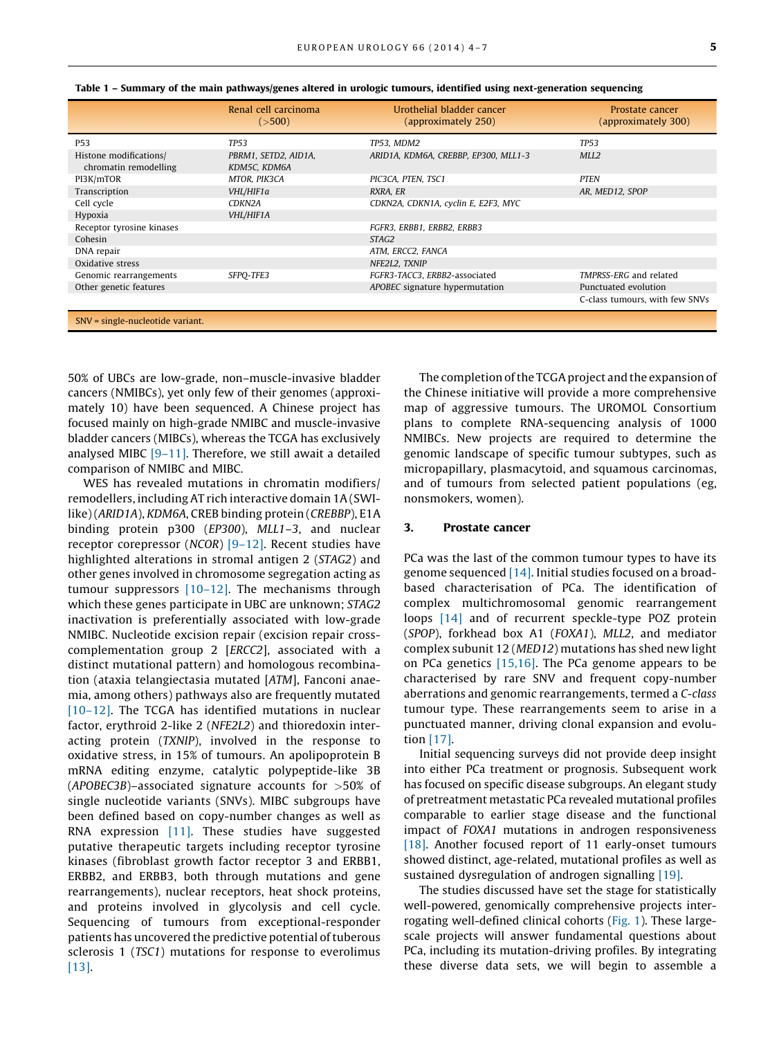**Table 1 – Summary of the main pathways/genes altered in urologic tumours, identified using next-generation sequencing**

| | Renal cell carcinoma (>500) | Urothelial bladder cancer (approximately 250) | Prostate cancer (approximately 300) |
|---|---|---|---|
| P53 | *TP53* | *TP53, MDM2* | *TP53* |
| Histone modifications/ chromatin remodelling | *PBRM1, SETD2, AID1A, KDM5C, KDM6A* | *ARID1A, KDM6A, CREBBP, EP300, MLL1-3* | *MLL2* |
| PI3K/mTOR | *MTOR, PIK3CA* | *PIC3CA, PTEN, TSC1* | *PTEN* |
| Transcription | *VHL/HIF1a* | *RXRA, ER* | *AR, MED12, SPOP* |
| Cell cycle | *CDKN2A* | *CDKN2A, CDKN1A, cyclin E, E2F3, MYC* | |
| Hypoxia | *VHL/HIF1A* | | |
| Receptor tyrosine kinases | | *FGFR3, ERBB1, ERBB2, ERBB3* | |
| Cohesin | | *STAG2* | |
| DNA repair | | *ATM, ERCC2, FANCA* | |
| Oxidative stress | | *NFE2L2, TXNIP* | |
| Genomic rearrangements | *SFPQ-TFE3* | *FGFR3-TACC3, ERBB2*-associated | *TMPRSS-ERG* and related |
| Other genetic features | | *APOBEC* signature hypermutation | Punctuated evolution |
| | | | C-class tumours, with few SNVs |

SNV = single-nucleotide variant.

50% of UBCs are low-grade, non–muscle-invasive bladder cancers (NMIBCs), yet only few of their genomes (approximately 10) have been sequenced. A Chinese project has focused mainly on high-grade NMIBC and muscle-invasive bladder cancers (MIBCs), whereas the TCGA has exclusively analysed MIBC [9–11]. Therefore, we still await a detailed comparison of NMIBC and MIBC.

WES has revealed mutations in chromatin modifiers/remodellers, including AT rich interactive domain 1A (SWI-like) (*ARID1A*), *KDM6A*, CREB binding protein (*CREBBP*), E1A binding protein p300 (*EP300*), *MLL1–3*, and nuclear receptor corepressor (*NCOR*) [9–12]. Recent studies have highlighted alterations in stromal antigen 2 (*STAG2*) and other genes involved in chromosome segregation acting as tumour suppressors [10–12]. The mechanisms through which these genes participate in UBC are unknown; *STAG2* inactivation is preferentially associated with low-grade NMIBC. Nucleotide excision repair (excision repair cross-complementation group 2 [*ERCC2*], associated with a distinct mutational pattern) and homologous recombination (ataxia telangiectasia mutated [*ATM*], Fanconi anaemia, among others) pathways also are frequently mutated [10–12]. The TCGA has identified mutations in nuclear factor, erythroid 2-like 2 (*NFE2L2*) and thioredoxin interacting protein (*TXNIP*), involved in the response to oxidative stress, in 15% of tumours. An apolipoprotein B mRNA editing enzyme, catalytic polypeptide-like 3B (*APOBEC3B*)–associated signature accounts for >50% of single nucleotide variants (SNVs). MIBC subgroups have been defined based on copy-number changes as well as RNA expression [11]. These studies have suggested putative therapeutic targets including receptor tyrosine kinases (fibroblast growth factor receptor 3 and ERBB1, ERBB2, and ERBB3, both through mutations and gene rearrangements), nuclear receptors, heat shock proteins, and proteins involved in glycolysis and cell cycle. Sequencing of tumours from exceptional-responder patients has uncovered the predictive potential of tuberous sclerosis 1 (*TSC1*) mutations for response to everolimus [13].

The completion of the TCGA project and the expansion of the Chinese initiative will provide a more comprehensive map of aggressive tumours. The UROMOL Consortium plans to complete RNA-sequencing analysis of 1000 NMIBCs. New projects are required to determine the genomic landscape of specific tumour subtypes, such as micropapillary, plasmacytoid, and squamous carcinomas, and of tumours from selected patient populations (eg, nonsmokers, women).

## 3. Prostate cancer

PCa was the last of the common tumour types to have its genome sequenced [14]. Initial studies focused on a broad-based characterisation of PCa. The identification of complex multichromosomal genomic rearrangement loops [14] and of recurrent speckle-type POZ protein (*SPOP*), forkhead box A1 (*FOXA1*), *MLL2*, and mediator complex subunit 12 (*MED12*) mutations has shed new light on PCa genetics [15,16]. The PCa genome appears to be characterised by rare SNV and frequent copy-number aberrations and genomic rearrangements, termed a *C-class* tumour type. These rearrangements seem to arise in a punctuated manner, driving clonal expansion and evolution [17].

Initial sequencing surveys did not provide deep insight into either PCa treatment or prognosis. Subsequent work has focused on specific disease subgroups. An elegant study of pretreatment metastatic PCa revealed mutational profiles comparable to earlier stage disease and the functional impact of *FOXA1* mutations in androgen responsiveness [18]. Another focused report of 11 early-onset tumours showed distinct, age-related, mutational profiles as well as sustained dysregulation of androgen signalling [19].

The studies discussed have set the stage for statistically well-powered, genomically comprehensive projects interrogating well-defined clinical cohorts (Fig. 1). These large-scale projects will answer fundamental questions about PCa, including its mutation-driving profiles. By integrating these diverse data sets, we will begin to assemble a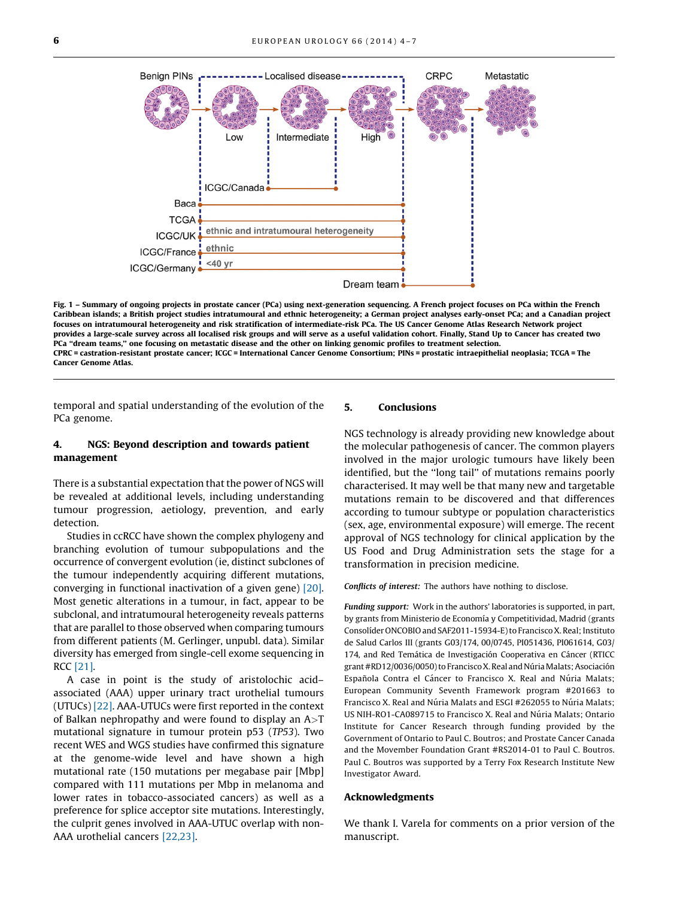Fig. 1 – Summary of ongoing projects in prostate cancer (PCa) using next-generation sequencing. A French project focuses on PCa within the French Caribbean islands; a British project studies intratumoural and ethnic heterogeneity; a German project analyses early-onset PCa; and a Canadian project focuses on intratumoural heterogeneity and risk stratification of intermediate-risk PCa. The US Cancer Genome Atlas Research Network project provides a large-scale survey across all localised risk groups and will serve as a useful validation cohort. Finally, Stand Up to Cancer has created two PCa "dream teams," one focusing on metastatic disease and the other on linking genomic profiles to treatment selection.
CPRC = castration-resistant prostate cancer; ICGC = International Cancer Genome Consortium; PINs = prostatic intraepithelial neoplasia; TCGA = The Cancer Genome Atlas.

temporal and spatial understanding of the evolution of the PCa genome.

## 4. NGS: Beyond description and towards patient management

There is a substantial expectation that the power of NGS will be revealed at additional levels, including understanding tumour progression, aetiology, prevention, and early detection.

Studies in ccRCC have shown the complex phylogeny and branching evolution of tumour subpopulations and the occurrence of convergent evolution (ie, distinct subclones of the tumour independently acquiring different mutations, converging in functional inactivation of a given gene) [20]. Most genetic alterations in a tumour, in fact, appear to be subclonal, and intratumoural heterogeneity reveals patterns that are parallel to those observed when comparing tumours from different patients (M. Gerlinger, unpubl. data). Similar diversity has emerged from single-cell exome sequencing in RCC [21].

A case in point is the study of aristolochic acid–associated (AAA) upper urinary tract urothelial tumours (UTUCs) [22]. AAA-UTUCs were first reported in the context of Balkan nephropathy and were found to display an A>T mutational signature in tumour protein p53 (*TP53*). Two recent WES and WGS studies have confirmed this signature at the genome-wide level and have shown a high mutational rate (150 mutations per megabase pair [Mbp] compared with 111 mutations per Mbp in melanoma and lower rates in tobacco-associated cancers) as well as a preference for splice acceptor site mutations. Interestingly, the culprit genes involved in AAA-UTUC overlap with non-AAA urothelial cancers [22,23].

## 5. Conclusions

NGS technology is already providing new knowledge about the molecular pathogenesis of cancer. The common players involved in the major urologic tumours have likely been identified, but the "long tail" of mutations remains poorly characterised. It may well be that many new and targetable mutations remain to be discovered and that differences according to tumour subtype or population characteristics (sex, age, environmental exposure) will emerge. The recent approval of NGS technology for clinical application by the US Food and Drug Administration sets the stage for a transformation in precision medicine.

*Conflicts of interest:* The authors have nothing to disclose.

*Funding support:* Work in the authors' laboratories is supported, in part, by grants from Ministerio de Economía y Competitividad, Madrid (grants Consolíder ONCOBIO and SAF2011-15934-E) to Francisco X. Real; Instituto de Salud Carlos III (grants G03/174, 00/0745, PI051436, PI061614, G03/174, and Red Temática de Investigación Cooperativa en Cáncer (RTICC grant #RD12/0036/0050) to Francisco X. Real and Núria Malats; Asociación Española Contra el Cáncer to Francisco X. Real and Núria Malats; European Community Seventh Framework program #201663 to Francisco X. Real and Núria Malats and ESGI #262055 to Núria Malats; US NIH-RO1-CA089715 to Francisco X. Real and Núria Malats; Ontario Institute for Cancer Research through funding provided by the Government of Ontario to Paul C. Boutros; and Prostate Cancer Canada and the Movember Foundation Grant #RS2014-01 to Paul C. Boutros. Paul C. Boutros was supported by a Terry Fox Research Institute New Investigator Award.

## Acknowledgments

We thank I. Varela for comments on a prior version of the manuscript.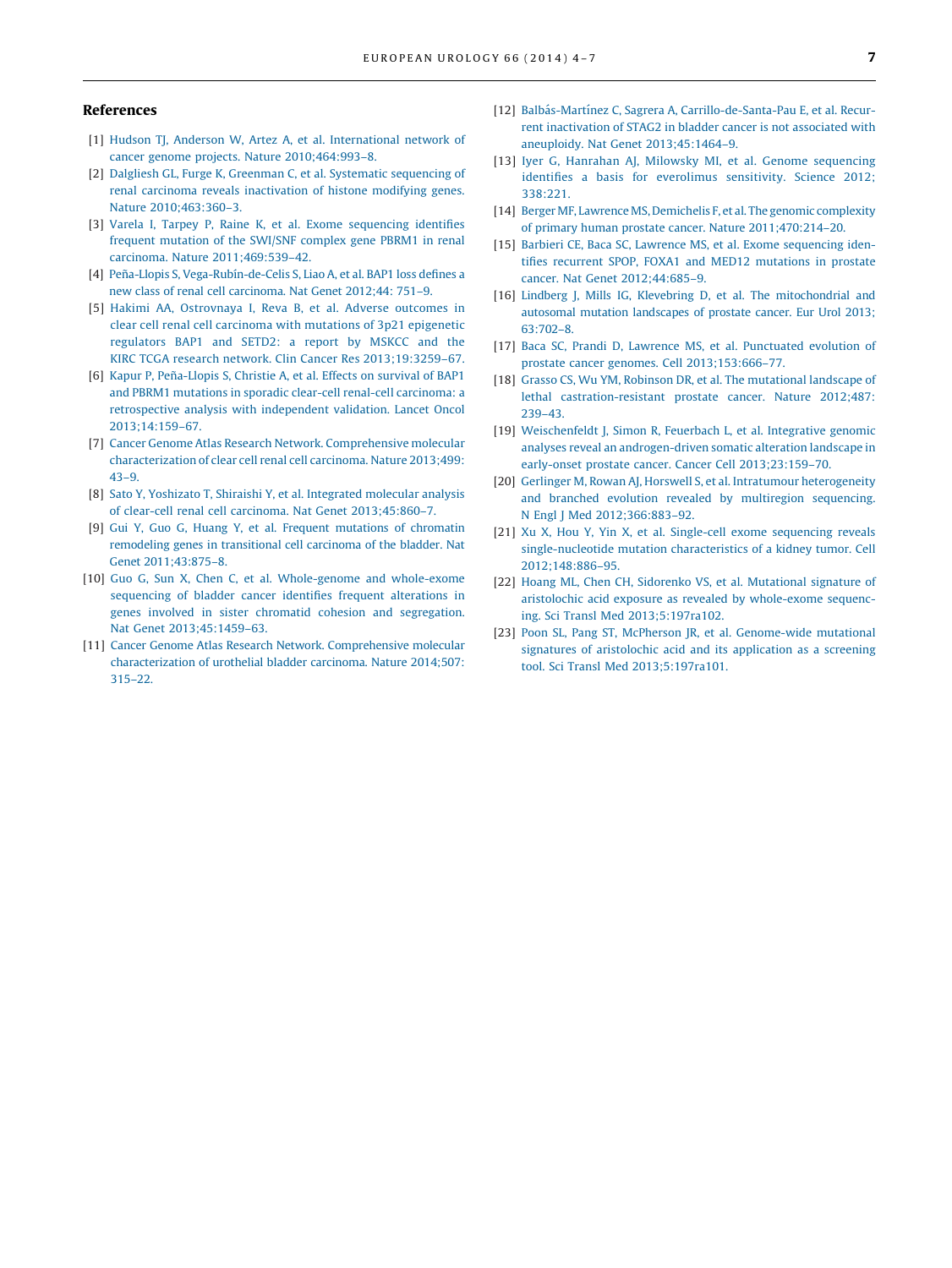## References

[1] Hudson TJ, Anderson W, Artez A, et al. International network of cancer genome projects. Nature 2010;464:993–8.

[2] Dalgliesh GL, Furge K, Greenman C, et al. Systematic sequencing of renal carcinoma reveals inactivation of histone modifying genes. Nature 2010;463:360–3.

[3] Varela I, Tarpey P, Raine K, et al. Exome sequencing identifies frequent mutation of the SWI/SNF complex gene PBRM1 in renal carcinoma. Nature 2011;469:539–42.

[4] Peña-Llopis S, Vega-Rubín-de-Celis S, Liao A, et al. BAP1 loss defines a new class of renal cell carcinoma. Nat Genet 2012;44: 751–9.

[5] Hakimi AA, Ostrovnaya I, Reva B, et al. Adverse outcomes in clear cell renal cell carcinoma with mutations of 3p21 epigenetic regulators BAP1 and SETD2: a report by MSKCC and the KIRC TCGA research network. Clin Cancer Res 2013;19:3259–67.

[6] Kapur P, Peña-Llopis S, Christie A, et al. Effects on survival of BAP1 and PBRM1 mutations in sporadic clear-cell renal-cell carcinoma: a retrospective analysis with independent validation. Lancet Oncol 2013;14:159–67.

[7] Cancer Genome Atlas Research Network. Comprehensive molecular characterization of clear cell renal cell carcinoma. Nature 2013;499: 43–9.

[8] Sato Y, Yoshizato T, Shiraishi Y, et al. Integrated molecular analysis of clear-cell renal cell carcinoma. Nat Genet 2013;45:860–7.

[9] Gui Y, Guo G, Huang Y, et al. Frequent mutations of chromatin remodeling genes in transitional cell carcinoma of the bladder. Nat Genet 2011;43:875–8.

[10] Guo G, Sun X, Chen C, et al. Whole-genome and whole-exome sequencing of bladder cancer identifies frequent alterations in genes involved in sister chromatid cohesion and segregation. Nat Genet 2013;45:1459–63.

[11] Cancer Genome Atlas Research Network. Comprehensive molecular characterization of urothelial bladder carcinoma. Nature 2014;507: 315–22.

[12] Balbás-Martínez C, Sagrera A, Carrillo-de-Santa-Pau E, et al. Recurrent inactivation of STAG2 in bladder cancer is not associated with aneuploidy. Nat Genet 2013;45:1464–9.

[13] Iyer G, Hanrahan AJ, Milowsky MI, et al. Genome sequencing identifies a basis for everolimus sensitivity. Science 2012; 338:221.

[14] Berger MF, Lawrence MS, Demichelis F, et al. The genomic complexity of primary human prostate cancer. Nature 2011;470:214–20.

[15] Barbieri CE, Baca SC, Lawrence MS, et al. Exome sequencing identifies recurrent SPOP, FOXA1 and MED12 mutations in prostate cancer. Nat Genet 2012;44:685–9.

[16] Lindberg J, Mills IG, Klevebring D, et al. The mitochondrial and autosomal mutation landscapes of prostate cancer. Eur Urol 2013; 63:702–8.

[17] Baca SC, Prandi D, Lawrence MS, et al. Punctuated evolution of prostate cancer genomes. Cell 2013;153:666–77.

[18] Grasso CS, Wu YM, Robinson DR, et al. The mutational landscape of lethal castration-resistant prostate cancer. Nature 2012;487: 239–43.

[19] Weischenfeldt J, Simon R, Feuerbach L, et al. Integrative genomic analyses reveal an androgen-driven somatic alteration landscape in early-onset prostate cancer. Cancer Cell 2013;23:159–70.

[20] Gerlinger M, Rowan AJ, Horswell S, et al. Intratumour heterogeneity and branched evolution revealed by multiregion sequencing. N Engl J Med 2012;366:883–92.

[21] Xu X, Hou Y, Yin X, et al. Single-cell exome sequencing reveals single-nucleotide mutation characteristics of a kidney tumor. Cell 2012;148:886–95.

[22] Hoang ML, Chen CH, Sidorenko VS, et al. Mutational signature of aristolochic acid exposure as revealed by whole-exome sequencing. Sci Transl Med 2013;5:197ra102.

[23] Poon SL, Pang ST, McPherson JR, et al. Genome-wide mutational signatures of aristolochic acid and its application as a screening tool. Sci Transl Med 2013;5:197ra101.